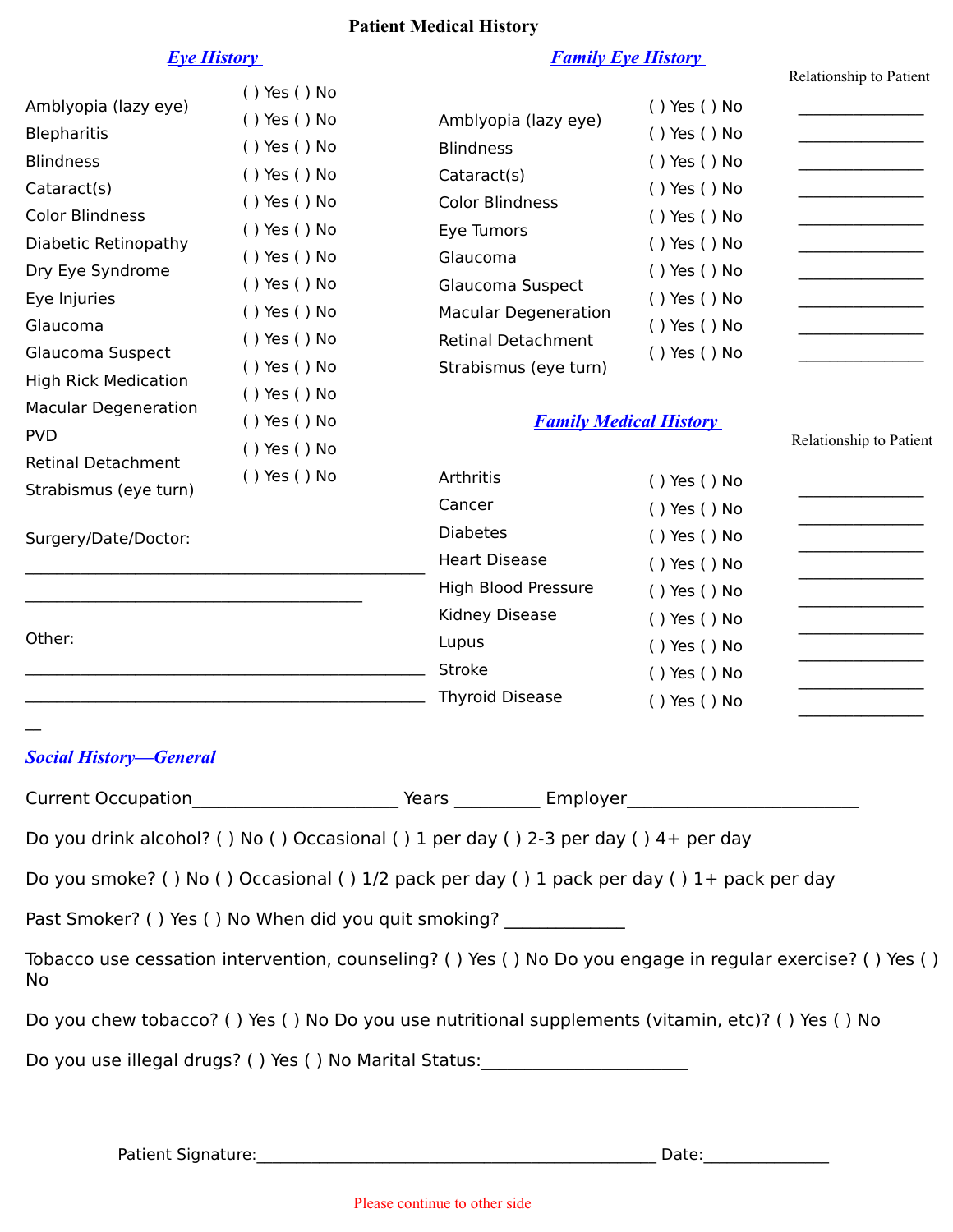# Patient Medical History

## Eye History

| Condition | Response |
|---|---|
| Amblyopia (lazy eye) | ( ) Yes ( ) No |
| Blepharitis | ( ) Yes ( ) No |
| Blindness | ( ) Yes ( ) No |
| Cataract(s) | ( ) Yes ( ) No |
| Color Blindness | ( ) Yes ( ) No |
| Diabetic Retinopathy | ( ) Yes ( ) No |
| Dry Eye Syndrome | ( ) Yes ( ) No |
| Eye Injuries | ( ) Yes ( ) No |
| Glaucoma | ( ) Yes ( ) No |
| Glaucoma Suspect | ( ) Yes ( ) No |
| High Rick Medication | ( ) Yes ( ) No |
| Macular Degeneration | ( ) Yes ( ) No |
| PVD | ( ) Yes ( ) No |
| Retinal Detachment | ( ) Yes ( ) No |
| Strabismus (eye turn) | ( ) Yes ( ) No |

Surgery/Date/Doctor:

_______________________________________________

_______________________________________

Other:

_______________________________________________

_______________________________________________

## Family Eye History

| Condition | Response | Relationship to Patient |
|---|---|---|
| Amblyopia (lazy eye) | ( ) Yes ( ) No | ______________ |
| Blindness | ( ) Yes ( ) No | ______________ |
| Cataract(s) | ( ) Yes ( ) No | ______________ |
| Color Blindness | ( ) Yes ( ) No | ______________ |
| Eye Tumors | ( ) Yes ( ) No | ______________ |
| Glaucoma | ( ) Yes ( ) No | ______________ |
| Glaucoma Suspect | ( ) Yes ( ) No | ______________ |
| Macular Degeneration | ( ) Yes ( ) No | ______________ |
| Retinal Detachment | ( ) Yes ( ) No | ______________ |
| Strabismus (eye turn) | ( ) Yes ( ) No | ______________ |

## Family Medical History

| Condition | Response | Relationship to Patient |
|---|---|---|
| Arthritis | ( ) Yes ( ) No | ______________ |
| Cancer | ( ) Yes ( ) No | ______________ |
| Diabetes | ( ) Yes ( ) No | ______________ |
| Heart Disease | ( ) Yes ( ) No | ______________ |
| High Blood Pressure | ( ) Yes ( ) No | ______________ |
| Kidney Disease | ( ) Yes ( ) No | ______________ |
| Lupus | ( ) Yes ( ) No | ______________ |
| Stroke | ( ) Yes ( ) No | ______________ |
| Thyroid Disease | ( ) Yes ( ) No | ______________ |

## Social History—General

Current Occupation______________________ Years _________ Employer_________________________

Do you drink alcohol? ( ) No ( ) Occasional ( ) 1 per day ( ) 2-3 per day ( ) 4+ per day

Do you smoke? ( ) No ( ) Occasional ( ) 1/2 pack per day ( ) 1 pack per day ( ) 1+ pack per day

Past Smoker? ( ) Yes ( ) No When did you quit smoking? _____________

Tobacco use cessation intervention, counseling? ( ) Yes ( ) No Do you engage in regular exercise? ( ) Yes ( ) No

Do you chew tobacco? ( ) Yes ( ) No Do you use nutritional supplements (vitamin, etc)? ( ) Yes ( ) No

Do you use illegal drugs? ( ) Yes ( ) No Marital Status:______________________

Patient Signature:____________________________________________ Date:______________

Please continue to other side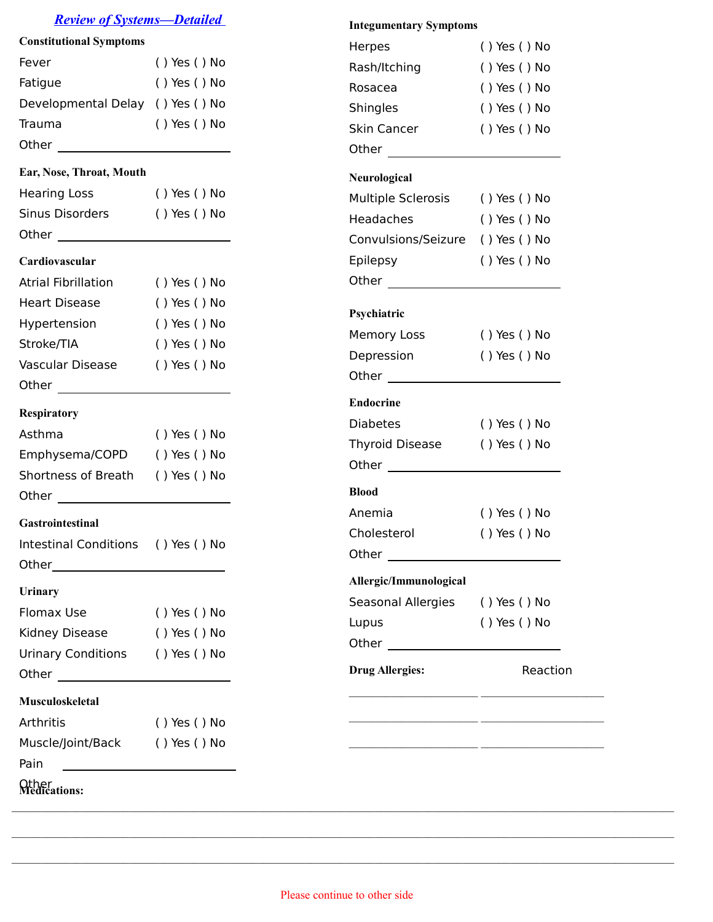## *Review of Systems—Detailed*

**Constitutional Symptoms**

Fever ( ) Yes ( ) No

Fatigue ( ) Yes ( ) No

Developmental Delay ( ) Yes ( ) No

Trauma ( ) Yes ( ) No

Other ______________________

**Ear, Nose, Throat, Mouth**

Hearing Loss ( ) Yes ( ) No

Sinus Disorders ( ) Yes ( ) No

Other ______________________

**Cardiovascular**

Atrial Fibrillation ( ) Yes ( ) No

Heart Disease ( ) Yes ( ) No

Hypertension ( ) Yes ( ) No

Stroke/TIA ( ) Yes ( ) No

Vascular Disease ( ) Yes ( ) No

Other ______________________

**Respiratory**

Asthma ( ) Yes ( ) No

Emphysema/COPD ( ) Yes ( ) No

Shortness of Breath ( ) Yes ( ) No

Other ______________________

**Gastrointestinal**

Intestinal Conditions ( ) Yes ( ) No

Other______________________

**Urinary**

Flomax Use ( ) Yes ( ) No

Kidney Disease ( ) Yes ( ) No

Urinary Conditions ( ) Yes ( ) No

Other ______________________

**Musculoskeletal**

Arthritis ( ) Yes ( ) No

Muscle/Joint/Back ( ) Yes ( ) No

Pain ______________________

Other

**Integumentary Symptoms**

Herpes ( ) Yes ( ) No

Rash/Itching ( ) Yes ( ) No

Rosacea ( ) Yes ( ) No

Shingles ( ) Yes ( ) No

Skin Cancer ( ) Yes ( ) No

Other ______________________

**Neurological**

Multiple Sclerosis ( ) Yes ( ) No

Headaches ( ) Yes ( ) No

Convulsions/Seizure ( ) Yes ( ) No

Epilepsy ( ) Yes ( ) No

Other ______________________

**Psychiatric**

Memory Loss ( ) Yes ( ) No

Depression ( ) Yes ( ) No

Other ______________________

**Endocrine**

Diabetes ( ) Yes ( ) No

Thyroid Disease ( ) Yes ( ) No

Other ______________________

**Blood**

Anemia ( ) Yes ( ) No

Cholesterol ( ) Yes ( ) No

Other ______________________

**Allergic/Immunological**

Seasonal Allergies ( ) Yes ( ) No

Lupus ( ) Yes ( ) No

Other ______________________

| **Drug Allergies:** | Reaction |
|---|---|
| ______________________ | ______________________ |
| ______________________ | ______________________ |
| ______________________ | ______________________ |

**Medications:**

________________________________________________________________________________

________________________________________________________________________________

________________________________________________________________________________

Please continue to other side